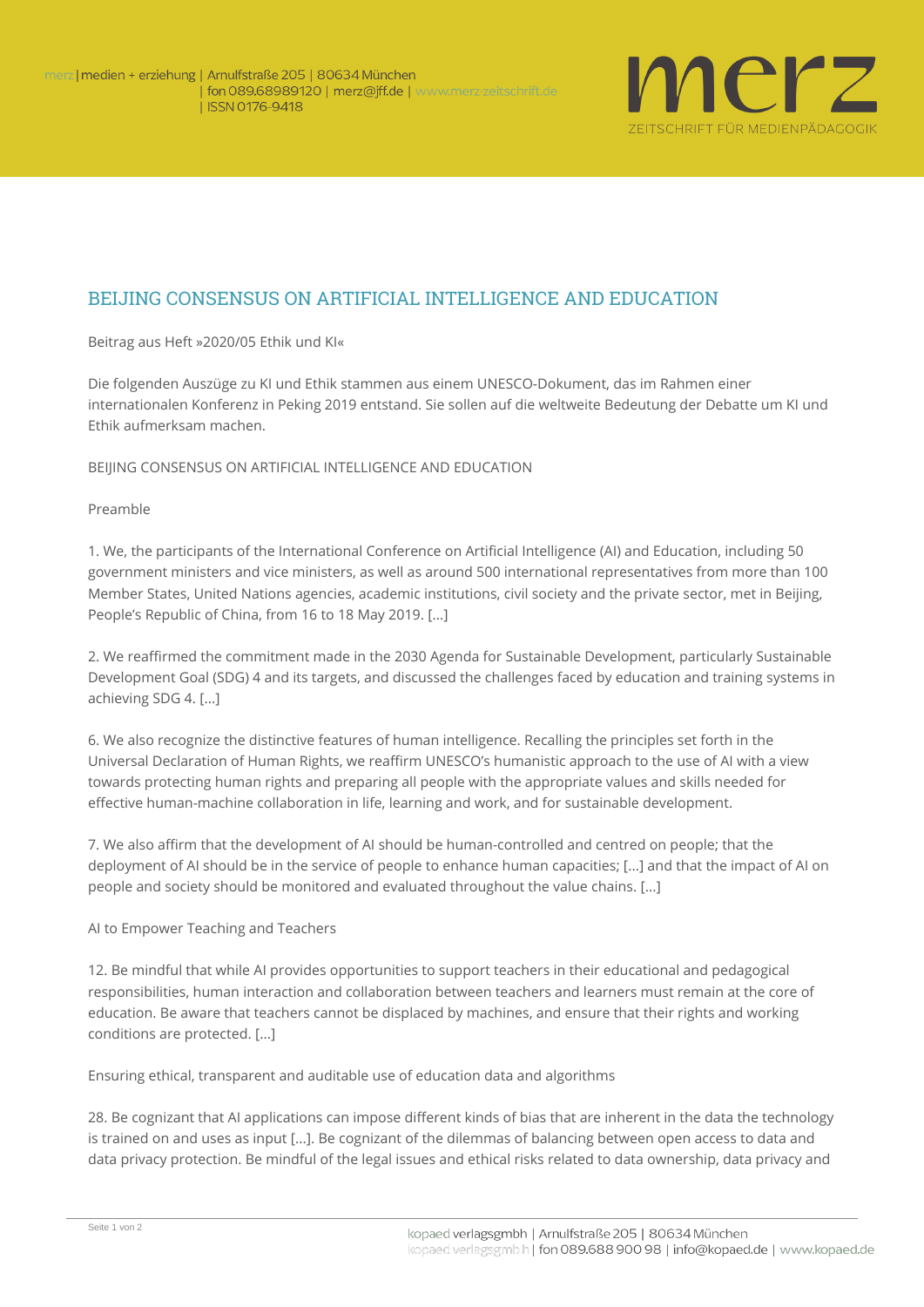# BEIJING CONSENSUS ON ARTIFICIAL INTELLIGENCE AND EDUCATION

Beitrag aus Heft »2020/05 Ethik und KI«

Die folgenden Auszüge zu KI und Ethik stammen aus einem UNESCO-Dokument, das im Rahmen einer internationalen Konferenz in Peking 2019 entstand. Sie sollen auf die weltweite Bedeutung der Debatte um KI und Ethik aufmerksam machen.

BEIJING CONSENSUS ON ARTIFICIAL INTELLIGENCE AND EDUCATION

Preamble

1. We, the participants of the International Conference on Artificial Intelligence (AI) and Education, including 50 government ministers and vice ministers, as well as around 500 international representatives from more than 100 Member States, United Nations agencies, academic institutions, civil society and the private sector, met in Beijing, People's Republic of China, from 16 to 18 May 2019. [...]

2. We reaffirmed the commitment made in the 2030 Agenda for Sustainable Development, particularly Sustainable Development Goal (SDG) 4 and its targets, and discussed the challenges faced by education and training systems in achieving SDG 4. [...]

6. We also recognize the distinctive features of human intelligence. Recalling the principles set forth in the Universal Declaration of Human Rights, we reaffirm UNESCO's humanistic approach to the use of AI with a view towards protecting human rights and preparing all people with the appropriate values and skills needed for effective human-machine collaboration in life, learning and work, and for sustainable development.

7. We also affirm that the development of AI should be human-controlled and centred on people; that the deployment of AI should be in the service of people to enhance human capacities; [...] and that the impact of AI on people and society should be monitored and evaluated throughout the value chains. [...]

AI to Empower Teaching and Teachers

12. Be mindful that while AI provides opportunities to support teachers in their educational and pedagogical responsibilities, human interaction and collaboration between teachers and learners must remain at the core of education. Be aware that teachers cannot be displaced by machines, and ensure that their rights and working conditions are protected. [...]

Ensuring ethical, transparent and auditable use of education data and algorithms

28. Be cognizant that AI applications can impose different kinds of bias that are inherent in the data the technology is trained on and uses as input [...]. Be cognizant of the dilemmas of balancing between open access to data and data privacy protection. Be mindful of the legal issues and ethical risks related to data ownership, data privacy and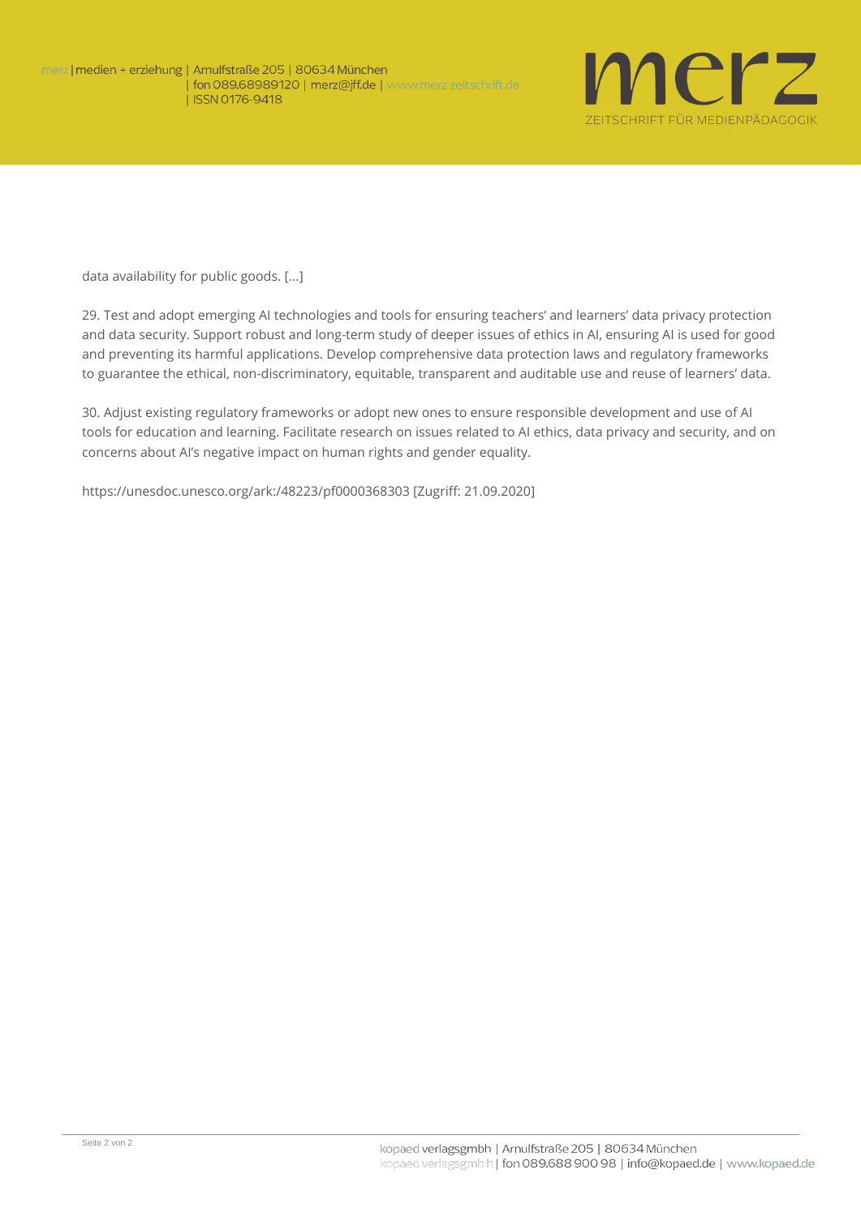data availability for public goods. [...]

29. Test and adopt emerging AI technologies and tools for ensuring teachers' and learners' data privacy protection and data security. Support robust and long-term study of deeper issues of ethics in AI, ensuring AI is used for good and preventing its harmful applications. Develop comprehensive data protection laws and regulatory frameworks to guarantee the ethical, non-discriminatory, equitable, transparent and auditable use and reuse of learners' data.

30. Adjust existing regulatory frameworks or adopt new ones to ensure responsible development and use of AI tools for education and learning. Facilitate research on issues related to AI ethics, data privacy and security, and on concerns about AI's negative impact on human rights and gender equality.

https://unesdoc.unesco.org/ark:/48223/pf0000368303 [Zugriff: 21.09.2020]